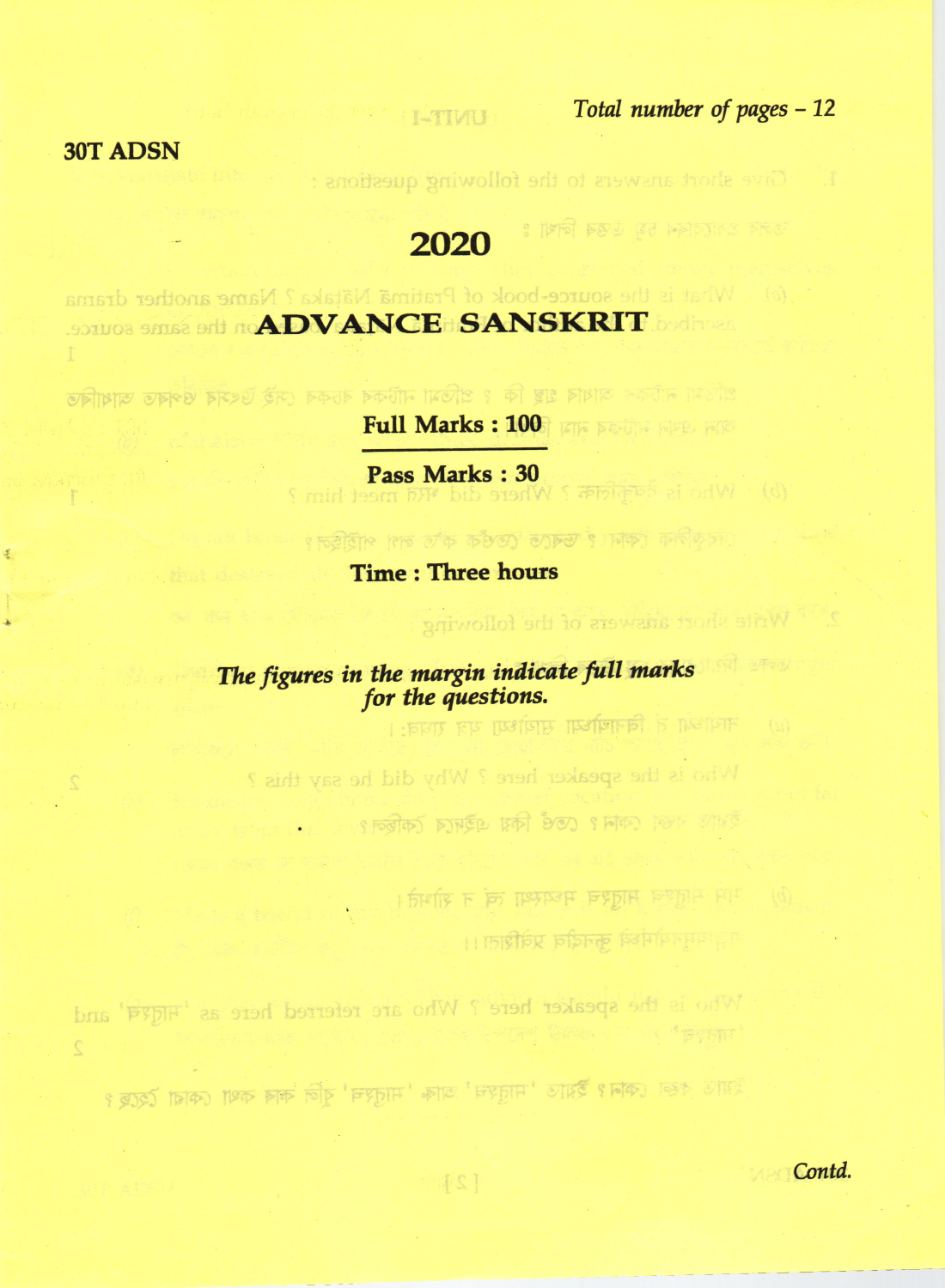30T ADSN

# 2020

# ADVANCE SANSKRIT

**Full Marks : 100**

**Pass Marks : 30**

**Time : Three hours**

***The figures in the margin indicate full marks for the questions.***

*Contd.*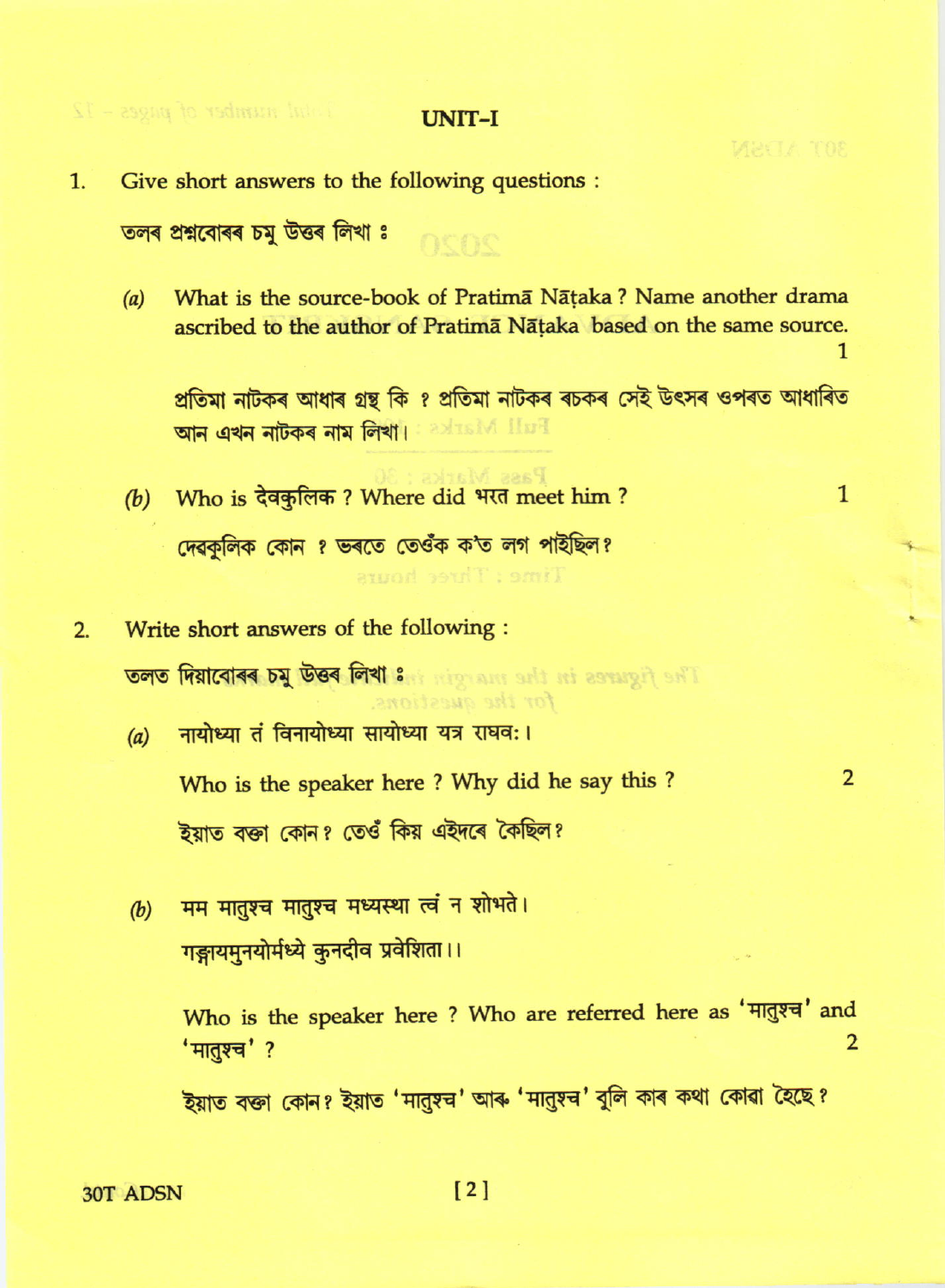## UNIT–I

1. Give short answers to the following questions :

তলৰ প্ৰশ্নবোৰৰ চমু উত্তৰ লিখা ঃ

   *(a)* What is the source-book of Pratimā Nāṭaka ? Name another drama ascribed to the author of Pratimā Nāṭaka based on the same source. 1

   প্ৰতিমা নাটকৰ আধাৰ গ্ৰন্থ কি ? প্ৰতিমা নাটকৰ ৰচকৰ সেই উৎসৰ ওপৰত আধাৰিত আন এখন নাটকৰ নাম লিখা।

   *(b)* Who is देवकुलिक ? Where did भरत meet him ? 1

   দেৱকুলিক কোন ? ভৰতে তেওঁক ক'ত লগ পাইছিল?

2. Write short answers of the following :

তলত দিয়াবোৰৰ চমু উত্তৰ লিখা ঃ

   *(a)* नायोध्या तं विनायोध्या सायोध्या यत्र राघवः।

   Who is the speaker here ? Why did he say this ? 2

   ইয়াত বক্তা কোন? তেওঁ কিয় এইদৰে কৈছিল?

   *(b)* मम मातुश्च मातुश्च मध्यस्था त्वं न शोभते।
   गङ्गायमुनयोर्मध्ये कुनदीव प्रवेशिता।।

   Who is the speaker here ? Who are referred here as 'मातुश्च' and 'मातुश्च' ? 2

   ইয়াত বক্তা কোন? ইয়াত 'মাতুশ্চ' আৰু 'মাতুশ্চ' বুলি কাৰ কথা কোৱা হৈছে?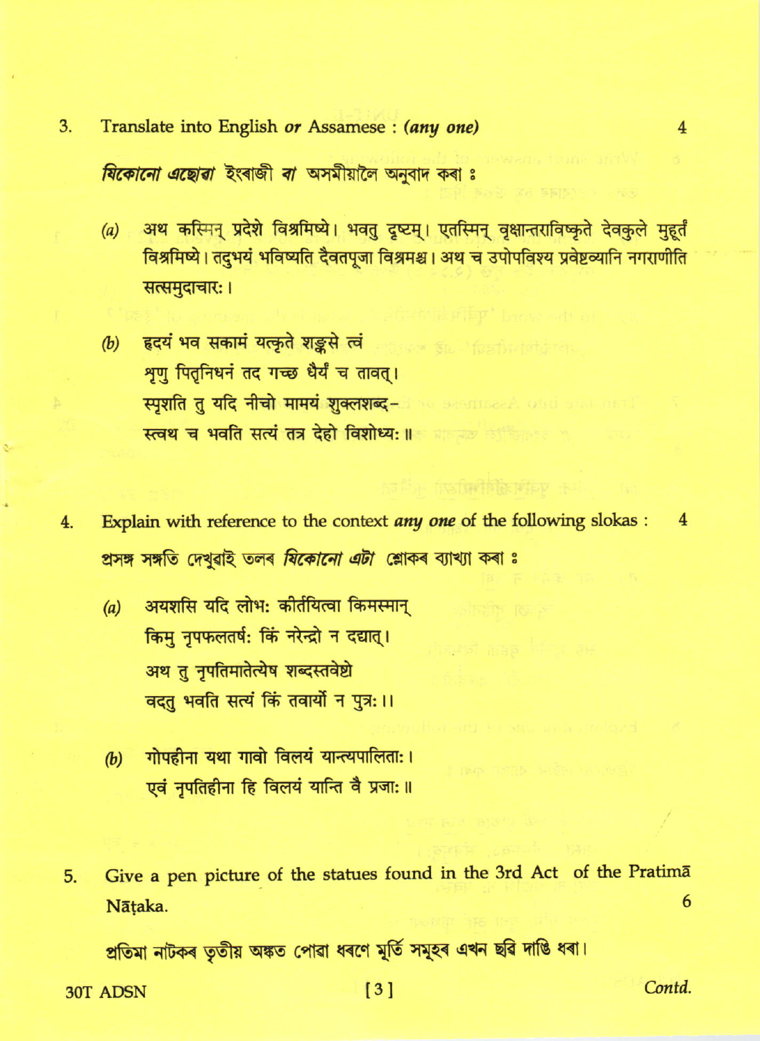3. Translate into English *or* Assamese : ***(any one)*** 4

*যিকোনো এছোৱা* ইংৰাজী *বা* অসমীয়ালৈ অনুবাদ কৰা ঃ

(a) अथ कस्मिन् प्रदेशे विश्रमिष्ये। भवतु दृष्टम्। एतस्मिन् वृक्षान्तराविष्कृते देवकुले मुहूर्तं विश्रमिष्ये। तदुभयं भविष्यति दैवतपूजा विश्रमश्च। अथ च उपोपविश्य प्रवेष्टव्यानि नगराणीति सत्समुदाचारः।

(b) हृदयं भव सकामं यत्कृते शङ्कसे त्वं
श्रृणु पितृनिधनं तद् गच्छ धैर्यं च तावत्।
स्पृशति तु यदि नीचो मामयं शुक्लशब्द-
स्त्वथ च भवति सत्यं तत्र देहो विशोध्यः॥

4. Explain with reference to the context ***any one*** of the following slokas : 4

প্ৰসঙ্গ সঙ্গতি দেখুৱাই তলৰ *যিকোনো এটা* শ্লোকৰ ব্যাখ্যা কৰা ঃ

(a) अयशसि यदि लोभः कीर्तयित्वा किमस्मान्
किमु नृपफलतर्षः किं नरेन्द्रो न दद्यात्।
अथ तु नृपतिमातेत्येष शब्दस्तवेष्टो
वदतु भवति सत्यं किं तवार्यो न पुत्रः॥

(b) गोपहीना यथा गावो विलयं यान्त्यपालिताः।
एवं नृपतिहीना हि विलयं यान्ति वै प्रजाः॥

5. Give a pen picture of the statues found in the 3rd Act of the Pratimā Nāṭaka. 6

প্ৰতিমা নাটকৰ তৃতীয় অঙ্কত পোৱা ধৰণে মূৰ্তি সমূহৰ এখন ছবি দাঙি ধৰা।